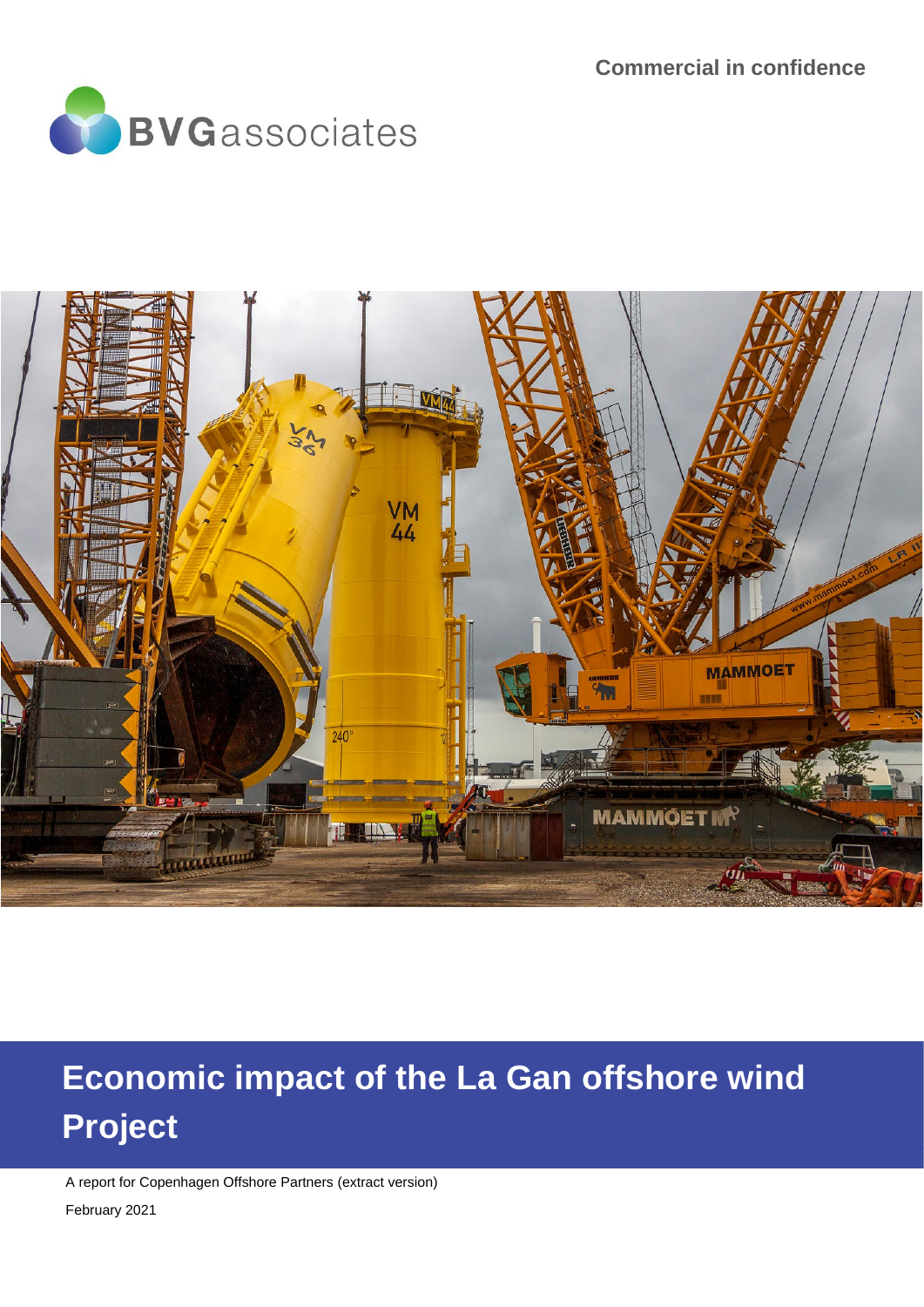Commercial in confidence

BVGassociates

# Economic impact of the La Gan offshore wind Project

A report for Copenhagen Offshore Partners (extract version)

February 2021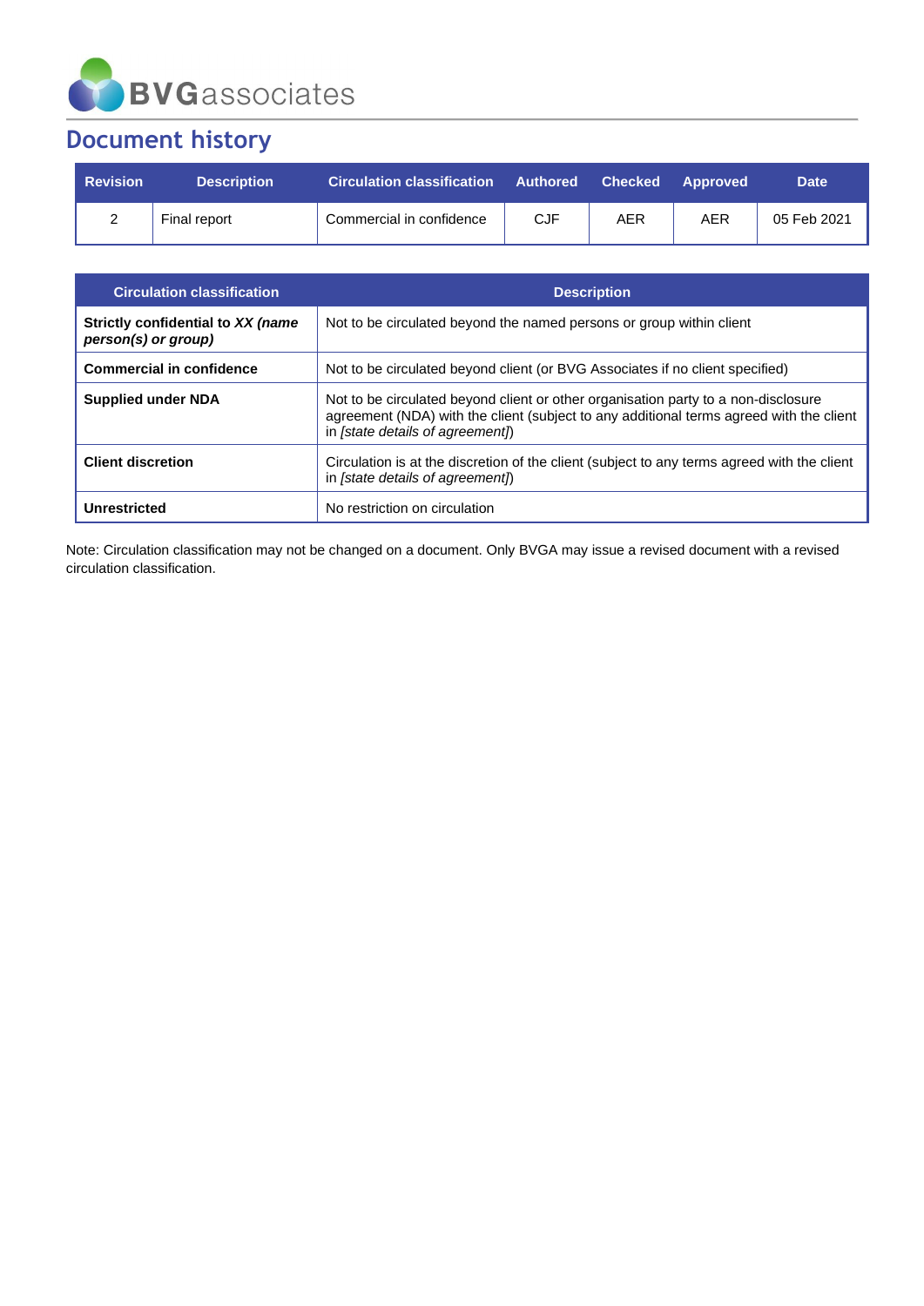# Document history

| Revision | Description | Circulation classification | Authored | Checked | Approved | Date |
|---|---|---|---|---|---|---|
| 2 | Final report | Commercial in confidence | CJF | AER | AER | 05 Feb 2021 |

| Circulation classification | Description |
|---|---|
| **Strictly confidential to *XX (name person(s) or group)*** | Not to be circulated beyond the named persons or group within client |
| **Commercial in confidence** | Not to be circulated beyond client (or BVG Associates if no client specified) |
| **Supplied under NDA** | Not to be circulated beyond client or other organisation party to a non-disclosure agreement (NDA) with the client (subject to any additional terms agreed with the client in *[state details of agreement]*) |
| **Client discretion** | Circulation is at the discretion of the client (subject to any terms agreed with the client in *[state details of agreement]*) |
| **Unrestricted** | No restriction on circulation |

Note: Circulation classification may not be changed on a document. Only BVGA may issue a revised document with a revised circulation classification.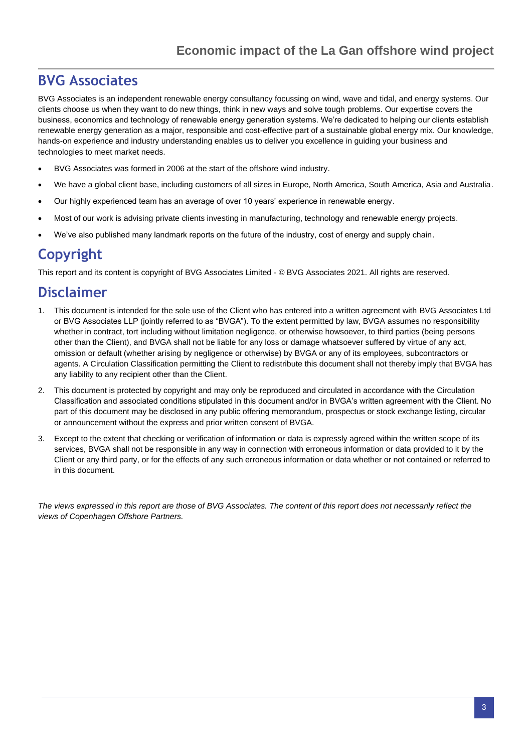## BVG Associates

BVG Associates is an independent renewable energy consultancy focussing on wind, wave and tidal, and energy systems. Our clients choose us when they want to do new things, think in new ways and solve tough problems. Our expertise covers the business, economics and technology of renewable energy generation systems. We're dedicated to helping our clients establish renewable energy generation as a major, responsible and cost-effective part of a sustainable global energy mix. Our knowledge, hands-on experience and industry understanding enables us to deliver you excellence in guiding your business and technologies to meet market needs.

- BVG Associates was formed in 2006 at the start of the offshore wind industry.
- We have a global client base, including customers of all sizes in Europe, North America, South America, Asia and Australia.
- Our highly experienced team has an average of over 10 years' experience in renewable energy.
- Most of our work is advising private clients investing in manufacturing, technology and renewable energy projects.
- We've also published many landmark reports on the future of the industry, cost of energy and supply chain.

## Copyright

This report and its content is copyright of BVG Associates Limited - © BVG Associates 2021. All rights are reserved.

## Disclaimer

1. This document is intended for the sole use of the Client who has entered into a written agreement with BVG Associates Ltd or BVG Associates LLP (jointly referred to as "BVGA"). To the extent permitted by law, BVGA assumes no responsibility whether in contract, tort including without limitation negligence, or otherwise howsoever, to third parties (being persons other than the Client), and BVGA shall not be liable for any loss or damage whatsoever suffered by virtue of any act, omission or default (whether arising by negligence or otherwise) by BVGA or any of its employees, subcontractors or agents. A Circulation Classification permitting the Client to redistribute this document shall not thereby imply that BVGA has any liability to any recipient other than the Client.
2. This document is protected by copyright and may only be reproduced and circulated in accordance with the Circulation Classification and associated conditions stipulated in this document and/or in BVGA's written agreement with the Client. No part of this document may be disclosed in any public offering memorandum, prospectus or stock exchange listing, circular or announcement without the express and prior written consent of BVGA.
3. Except to the extent that checking or verification of information or data is expressly agreed within the written scope of its services, BVGA shall not be responsible in any way in connection with erroneous information or data provided to it by the Client or any third party, or for the effects of any such erroneous information or data whether or not contained or referred to in this document.

*The views expressed in this report are those of BVG Associates. The content of this report does not necessarily reflect the views of Copenhagen Offshore Partners.*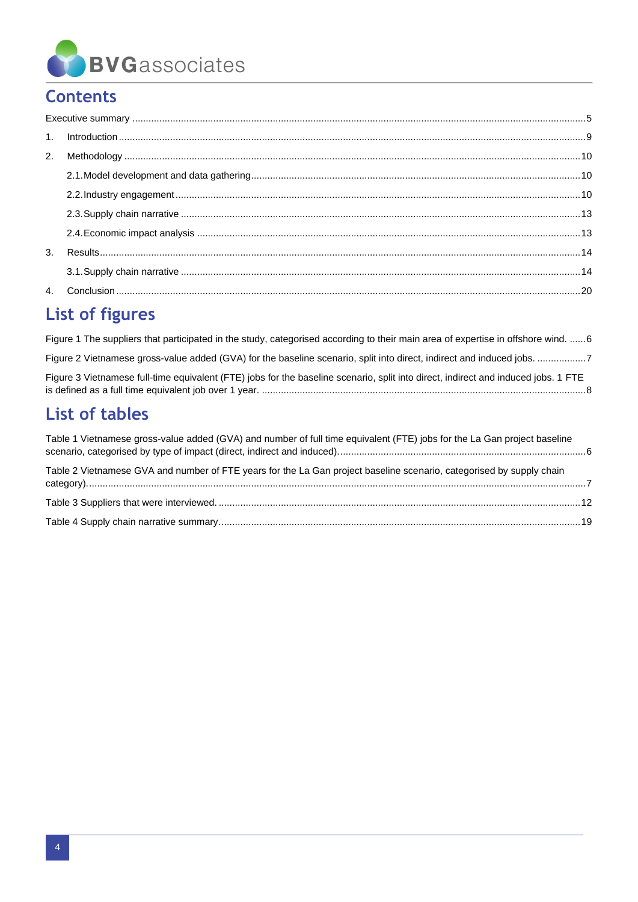## Contents

Executive summary ....................................................................................................................................................5

1. Introduction ..........................................................................................................................................................9

2. Methodology .......................................................................................................................................................10

   2.1. Model development and data gathering........................................................................................................10

   2.2. Industry engagement.....................................................................................................................................10

   2.3. Supply chain narrative ..................................................................................................................................13

   2.4. Economic impact analysis .............................................................................................................................13

3. Results................................................................................................................................................................14

   3.1. Supply chain narrative ..................................................................................................................................14

4. Conclusion ..........................................................................................................................................................20

## List of figures

Figure 1 The suppliers that participated in the study, categorised according to their main area of expertise in offshore wind. ......6

Figure 2 Vietnamese gross-value added (GVA) for the baseline scenario, split into direct, indirect and induced jobs. ..................7

Figure 3 Vietnamese full-time equivalent (FTE) jobs for the baseline scenario, split into direct, indirect and induced jobs. 1 FTE is defined as a full time equivalent job over 1 year. ........................................................................................................................8

## List of tables

Table 1 Vietnamese gross-value added (GVA) and number of full time equivalent (FTE) jobs for the La Gan project baseline scenario, categorised by type of impact (direct, indirect and induced)...........................................................................................6

Table 2 Vietnamese GVA and number of FTE years for the La Gan project baseline scenario, categorised by supply chain category).....................................................................................................................................................................7

Table 3 Suppliers that were interviewed. .....................................................................................................................12

Table 4 Supply chain narrative summary.....................................................................................................................19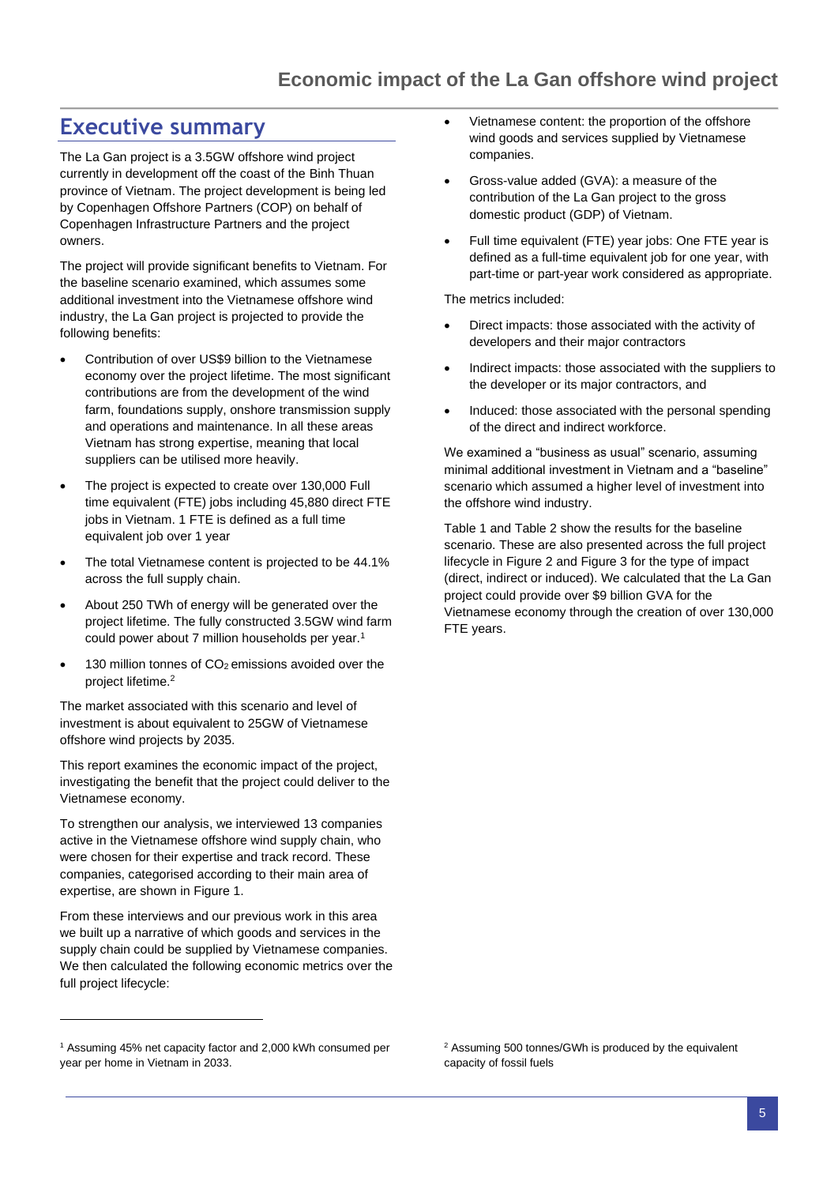## Executive summary

The La Gan project is a 3.5GW offshore wind project currently in development off the coast of the Binh Thuan province of Vietnam. The project development is being led by Copenhagen Offshore Partners (COP) on behalf of Copenhagen Infrastructure Partners and the project owners.

The project will provide significant benefits to Vietnam. For the baseline scenario examined, which assumes some additional investment into the Vietnamese offshore wind industry, the La Gan project is projected to provide the following benefits:

- Contribution of over US$9 billion to the Vietnamese economy over the project lifetime. The most significant contributions are from the development of the wind farm, foundations supply, onshore transmission supply and operations and maintenance. In all these areas Vietnam has strong expertise, meaning that local suppliers can be utilised more heavily.
- The project is expected to create over 130,000 Full time equivalent (FTE) jobs including 45,880 direct FTE jobs in Vietnam. 1 FTE is defined as a full time equivalent job over 1 year
- The total Vietnamese content is projected to be 44.1% across the full supply chain.
- About 250 TWh of energy will be generated over the project lifetime. The fully constructed 3.5GW wind farm could power about 7 million households per year.[1]
- 130 million tonnes of $CO_2$ emissions avoided over the project lifetime.[2]

The market associated with this scenario and level of investment is about equivalent to 25GW of Vietnamese offshore wind projects by 2035.

This report examines the economic impact of the project, investigating the benefit that the project could deliver to the Vietnamese economy.

To strengthen our analysis, we interviewed 13 companies active in the Vietnamese offshore wind supply chain, who were chosen for their expertise and track record. These companies, categorised according to their main area of expertise, are shown in Figure 1.

From these interviews and our previous work in this area we built up a narrative of which goods and services in the supply chain could be supplied by Vietnamese companies. We then calculated the following economic metrics over the full project lifecycle:

- Vietnamese content: the proportion of the offshore wind goods and services supplied by Vietnamese companies.
- Gross-value added (GVA): a measure of the contribution of the La Gan project to the gross domestic product (GDP) of Vietnam.
- Full time equivalent (FTE) year jobs: One FTE year is defined as a full-time equivalent job for one year, with part-time or part-year work considered as appropriate.

The metrics included:

- Direct impacts: those associated with the activity of developers and their major contractors
- Indirect impacts: those associated with the suppliers to the developer or its major contractors, and
- Induced: those associated with the personal spending of the direct and indirect workforce.

We examined a "business as usual" scenario, assuming minimal additional investment in Vietnam and a "baseline" scenario which assumed a higher level of investment into the offshore wind industry.

Table 1 and Table 2 show the results for the baseline scenario. These are also presented across the full project lifecycle in Figure 2 and Figure 3 for the type of impact (direct, indirect or induced). We calculated that the La Gan project could provide over $9 billion GVA for the Vietnamese economy through the creation of over 130,000 FTE years.

[1] Assuming 45% net capacity factor and 2,000 kWh consumed per year per home in Vietnam in 2033.

[2] Assuming 500 tonnes/GWh is produced by the equivalent capacity of fossil fuels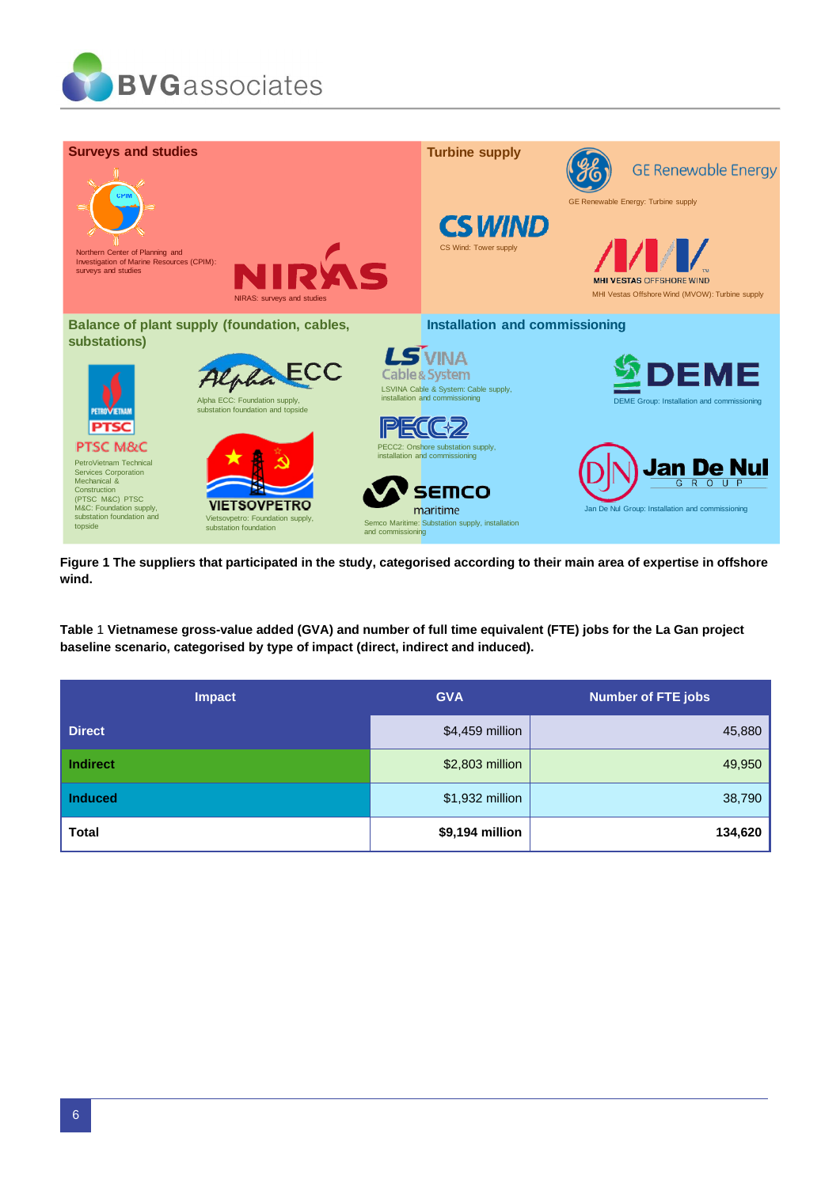## Surveys and studies

Northern Center of Planning and Investigation of Marine Resources (CPIM): surveys and studies

NIRAS: surveys and studies

## Turbine supply

GE Renewable Energy: Turbine supply

CS Wind: Tower supply

MHI Vestas Offshore Wind (MVOW): Turbine supply

## Balance of plant supply (foundation, cables, substations)

PetroVietnam Technical Services Corporation Mechanical & Construction (PTSC M&C) PTSC M&C: Foundation supply, substation foundation and topside

Alpha ECC: Foundation supply, substation foundation and topside

Vietsovpetro: Foundation supply, substation foundation

## Installation and commissioning

LSVINA Cable & System: Cable supply, installation and commissioning

PECC2: Onshore substation supply, installation and commissioning

Semco Maritime: Substation supply, installation and commissioning

DEME Group: Installation and commissioning

Jan De Nul Group: Installation and commissioning

**Figure 1 The suppliers that participated in the study, categorised according to their main area of expertise in offshore wind.**

**Table** 1 **Vietnamese gross-value added (GVA) and number of full time equivalent (FTE) jobs for the La Gan project baseline scenario, categorised by type of impact (direct, indirect and induced).**

| Impact | GVA | Number of FTE jobs |
|---|---|---|
| **Direct** | $4,459 million | 45,880 |
| **Indirect** | $2,803 million | 49,950 |
| **Induced** | $1,932 million | 38,790 |
| **Total** | **$9,194 million** | **134,620** |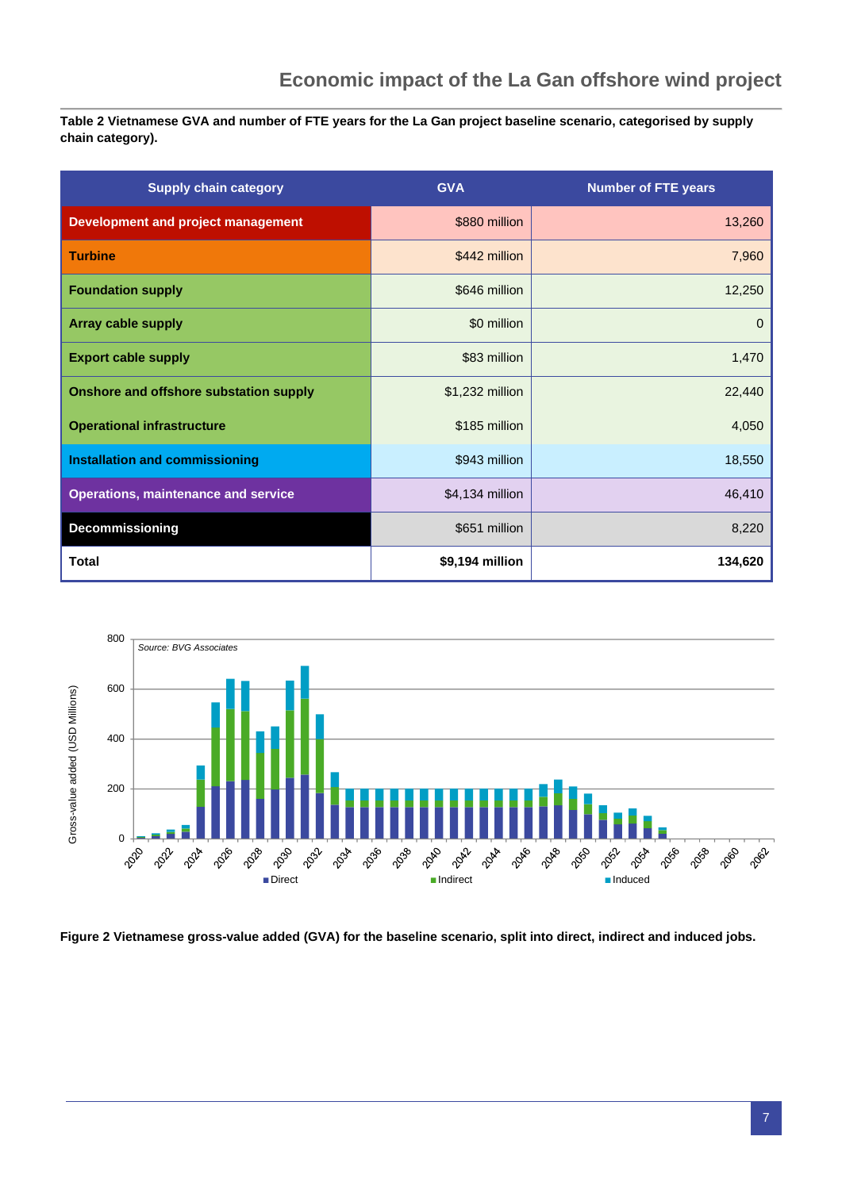**Table 2 Vietnamese GVA and number of FTE years for the La Gan project baseline scenario, categorised by supply chain category).**

| Supply chain category | GVA | Number of FTE years |
|---|---|---|
| Development and project management | $880 million | 13,260 |
| Turbine | $442 million | 7,960 |
| Foundation supply | $646 million | 12,250 |
| Array cable supply | $0 million | 0 |
| Export cable supply | $83 million | 1,470 |
| Onshore and offshore substation supply | $1,232 million | 22,440 |
| Operational infrastructure | $185 million | 4,050 |
| Installation and commissioning | $943 million | 18,550 |
| Operations, maintenance and service | $4,134 million | 46,410 |
| Decommissioning | $651 million | 8,220 |
| **Total** | **$9,194 million** | **134,620** |

**Figure 2 Vietnamese gross-value added (GVA) for the baseline scenario, split into direct, indirect and induced jobs.**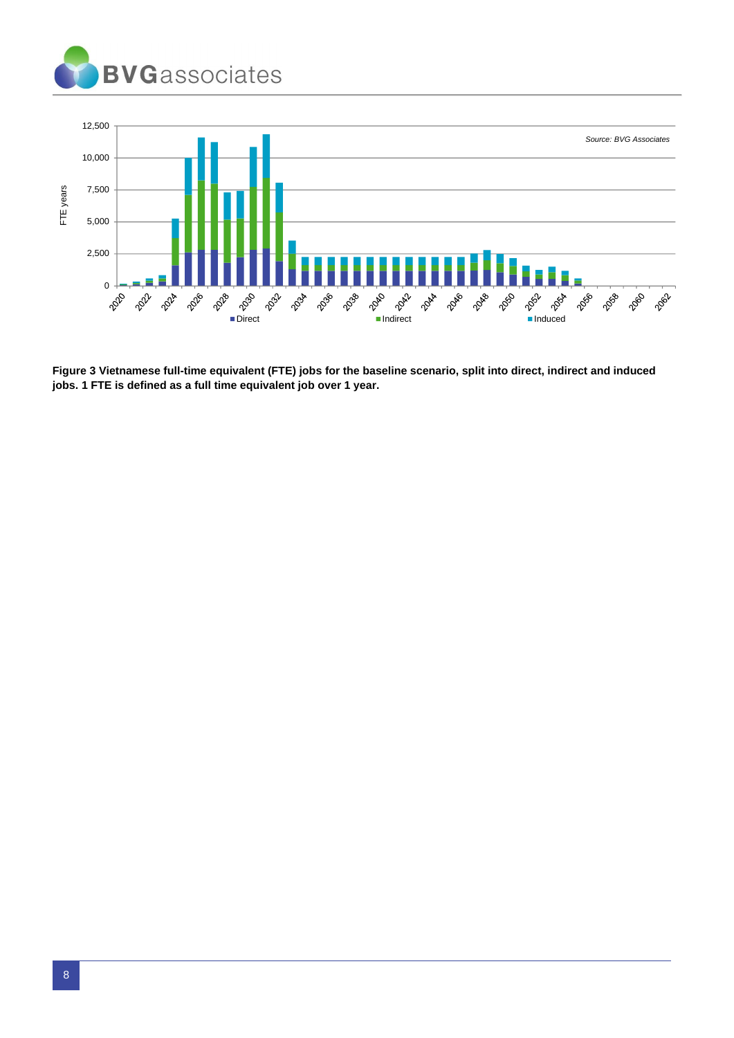**Figure 3 Vietnamese full-time equivalent (FTE) jobs for the baseline scenario, split into direct, indirect and induced jobs. 1 FTE is defined as a full time equivalent job over 1 year.**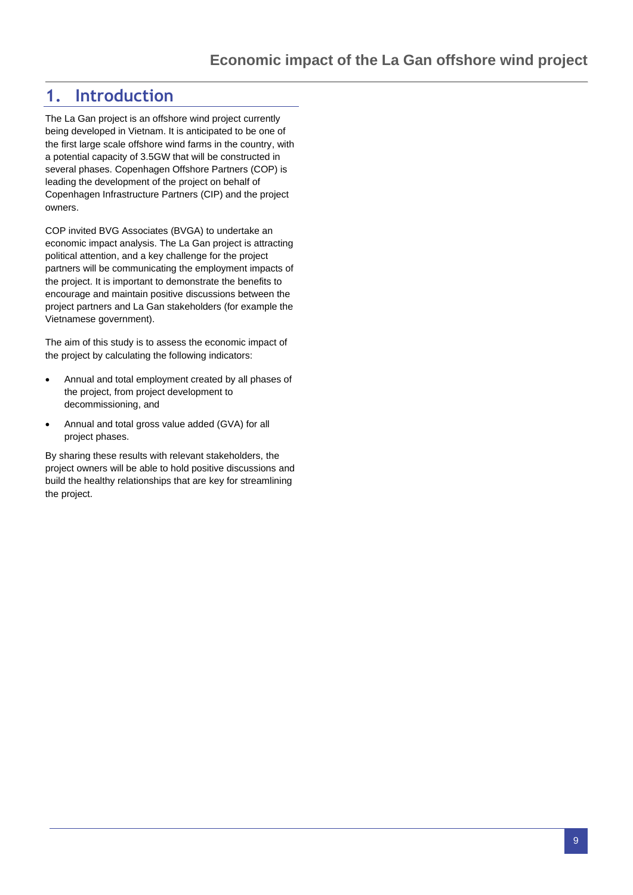# 1. Introduction

The La Gan project is an offshore wind project currently being developed in Vietnam. It is anticipated to be one of the first large scale offshore wind farms in the country, with a potential capacity of 3.5GW that will be constructed in several phases. Copenhagen Offshore Partners (COP) is leading the development of the project on behalf of Copenhagen Infrastructure Partners (CIP) and the project owners.

COP invited BVG Associates (BVGA) to undertake an economic impact analysis. The La Gan project is attracting political attention, and a key challenge for the project partners will be communicating the employment impacts of the project. It is important to demonstrate the benefits to encourage and maintain positive discussions between the project partners and La Gan stakeholders (for example the Vietnamese government).

The aim of this study is to assess the economic impact of the project by calculating the following indicators:

- Annual and total employment created by all phases of the project, from project development to decommissioning, and
- Annual and total gross value added (GVA) for all project phases.

By sharing these results with relevant stakeholders, the project owners will be able to hold positive discussions and build the healthy relationships that are key for streamlining the project.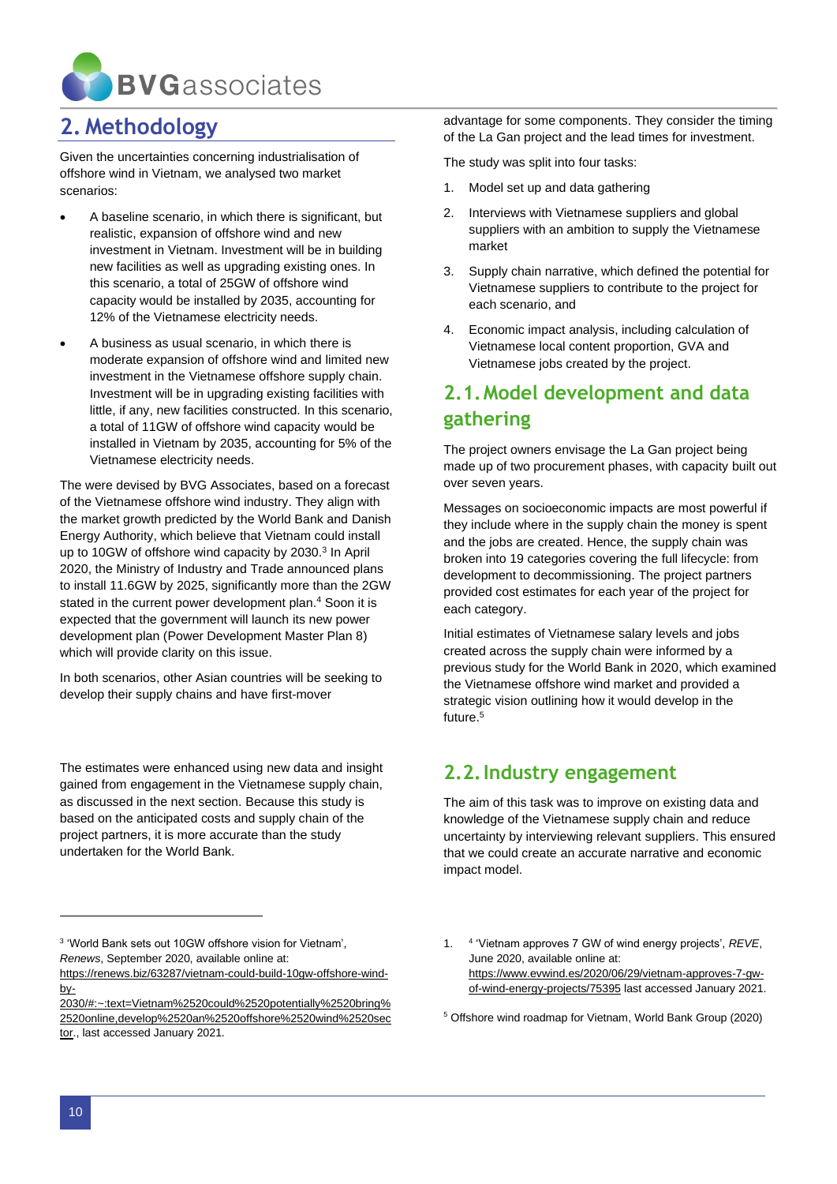## 2. Methodology

Given the uncertainties concerning industrialisation of offshore wind in Vietnam, we analysed two market scenarios:

- A baseline scenario, in which there is significant, but realistic, expansion of offshore wind and new investment in Vietnam. Investment will be in building new facilities as well as upgrading existing ones. In this scenario, a total of 25GW of offshore wind capacity would be installed by 2035, accounting for 12% of the Vietnamese electricity needs.
- A business as usual scenario, in which there is moderate expansion of offshore wind and limited new investment in the Vietnamese offshore supply chain. Investment will be in upgrading existing facilities with little, if any, new facilities constructed. In this scenario, a total of 11GW of offshore wind capacity would be installed in Vietnam by 2035, accounting for 5% of the Vietnamese electricity needs.

The were devised by BVG Associates, based on a forecast of the Vietnamese offshore wind industry. They align with the market growth predicted by the World Bank and Danish Energy Authority, which believe that Vietnam could install up to 10GW of offshore wind capacity by 2030.[3] In April 2020, the Ministry of Industry and Trade announced plans to install 11.6GW by 2025, significantly more than the 2GW stated in the current power development plan.[4] Soon it is expected that the government will launch its new power development plan (Power Development Master Plan 8) which will provide clarity on this issue.

In both scenarios, other Asian countries will be seeking to develop their supply chains and have first-mover advantage for some components. They consider the timing of the La Gan project and the lead times for investment.

The study was split into four tasks:

1. Model set up and data gathering
2. Interviews with Vietnamese suppliers and global suppliers with an ambition to supply the Vietnamese market
3. Supply chain narrative, which defined the potential for Vietnamese suppliers to contribute to the project for each scenario, and
4. Economic impact analysis, including calculation of Vietnamese local content proportion, GVA and Vietnamese jobs created by the project.

### 2.1. Model development and data gathering

The project owners envisage the La Gan project being made up of two procurement phases, with capacity built out over seven years.

Messages on socioeconomic impacts are most powerful if they include where in the supply chain the money is spent and the jobs are created. Hence, the supply chain was broken into 19 categories covering the full lifecycle: from development to decommissioning. The project partners provided cost estimates for each year of the project for each category.

Initial estimates of Vietnamese salary levels and jobs created across the supply chain were informed by a previous study for the World Bank in 2020, which examined the Vietnamese offshore wind market and provided a strategic vision outlining how it would develop in the future.[5]

The estimates were enhanced using new data and insight gained from engagement in the Vietnamese supply chain, as discussed in the next section. Because this study is based on the anticipated costs and supply chain of the project partners, it is more accurate than the study undertaken for the World Bank.

### 2.2. Industry engagement

The aim of this task was to improve on existing data and knowledge of the Vietnamese supply chain and reduce uncertainty by interviewing relevant suppliers. This ensured that we could create an accurate narrative and economic impact model.

---

[3] 'World Bank sets out 10GW offshore vision for Vietnam', *Renews*, September 2020, available online at: https://renews.biz/63287/vietnam-could-build-10gw-offshore-wind-by-2030/#:~:text=Vietnam%2520could%2520potentially%2520bring%2520online,develop%2520an%2520offshore%2520wind%2520sector., last accessed January 2021.

[4] 'Vietnam approves 7 GW of wind energy projects', *REVE*, June 2020, available online at: https://www.evwind.es/2020/06/29/vietnam-approves-7-gw-of-wind-energy-projects/75395 last accessed January 2021.

[5] Offshore wind roadmap for Vietnam, World Bank Group (2020)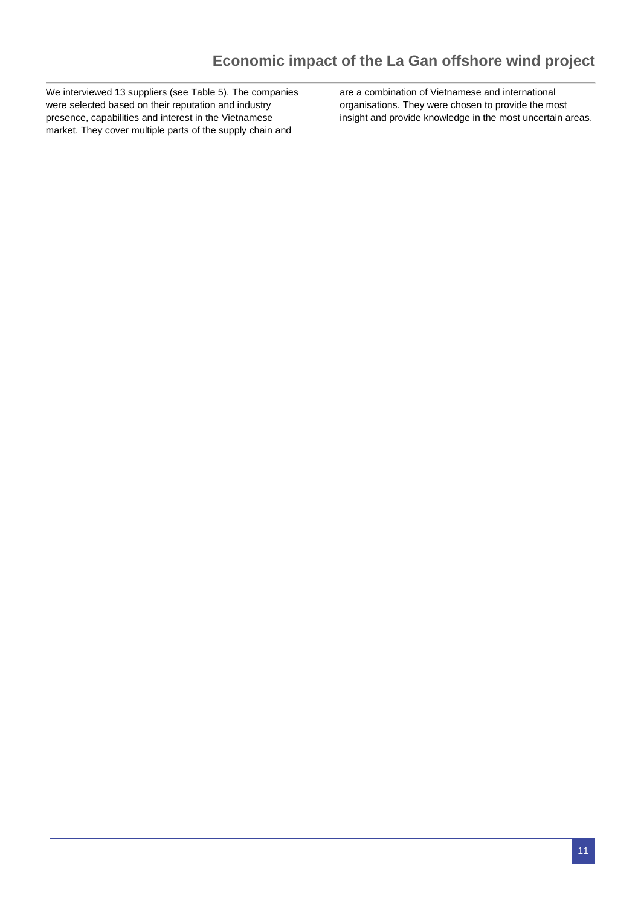We interviewed 13 suppliers (see Table 5). The companies were selected based on their reputation and industry presence, capabilities and interest in the Vietnamese market. They cover multiple parts of the supply chain and are a combination of Vietnamese and international organisations. They were chosen to provide the most insight and provide knowledge in the most uncertain areas.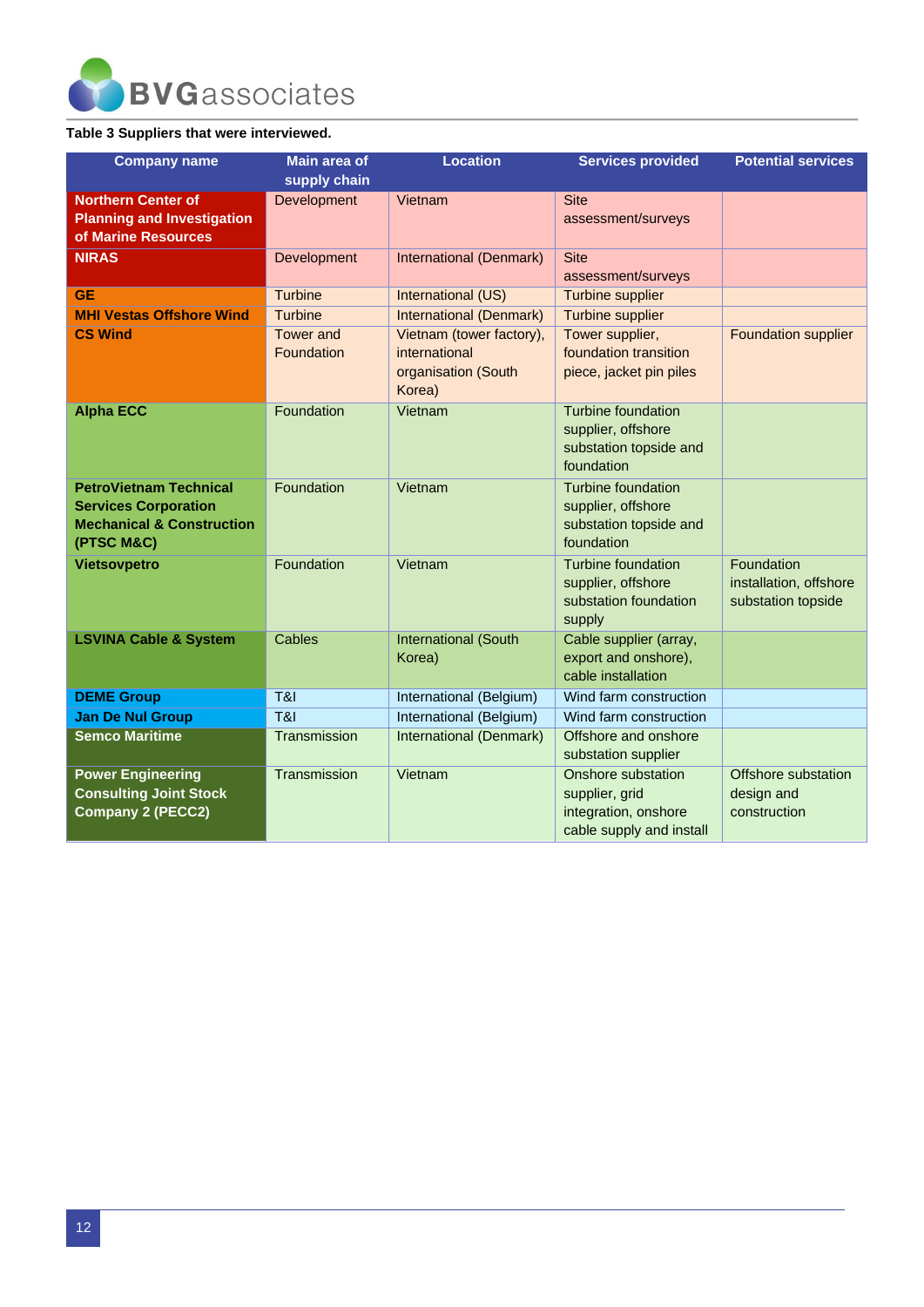**Table 3 Suppliers that were interviewed.**

| Company name | Main area of supply chain | Location | Services provided | Potential services |
|---|---|---|---|---|
| **Northern Center of Planning and Investigation of Marine Resources** | Development | Vietnam | Site assessment/surveys | |
| **NIRAS** | Development | International (Denmark) | Site assessment/surveys | |
| **GE** | Turbine | International (US) | Turbine supplier | |
| **MHI Vestas Offshore Wind** | Turbine | International (Denmark) | Turbine supplier | |
| **CS Wind** | Tower and Foundation | Vietnam (tower factory), international organisation (South Korea) | Tower supplier, foundation transition piece, jacket pin piles | Foundation supplier |
| **Alpha ECC** | Foundation | Vietnam | Turbine foundation supplier, offshore substation topside and foundation | |
| **PetroVietnam Technical Services Corporation Mechanical & Construction (PTSC M&C)** | Foundation | Vietnam | Turbine foundation supplier, offshore substation topside and foundation | |
| **Vietsovpetro** | Foundation | Vietnam | Turbine foundation supplier, offshore substation foundation supply | Foundation installation, offshore substation topside |
| **LSVINA Cable & System** | Cables | International (South Korea) | Cable supplier (array, export and onshore), cable installation | |
| **DEME Group** | T&I | International (Belgium) | Wind farm construction | |
| **Jan De Nul Group** | T&I | International (Belgium) | Wind farm construction | |
| **Semco Maritime** | Transmission | International (Denmark) | Offshore and onshore substation supplier | |
| **Power Engineering Consulting Joint Stock Company 2 (PECC2)** | Transmission | Vietnam | Onshore substation supplier, grid integration, onshore cable supply and install | Offshore substation design and construction |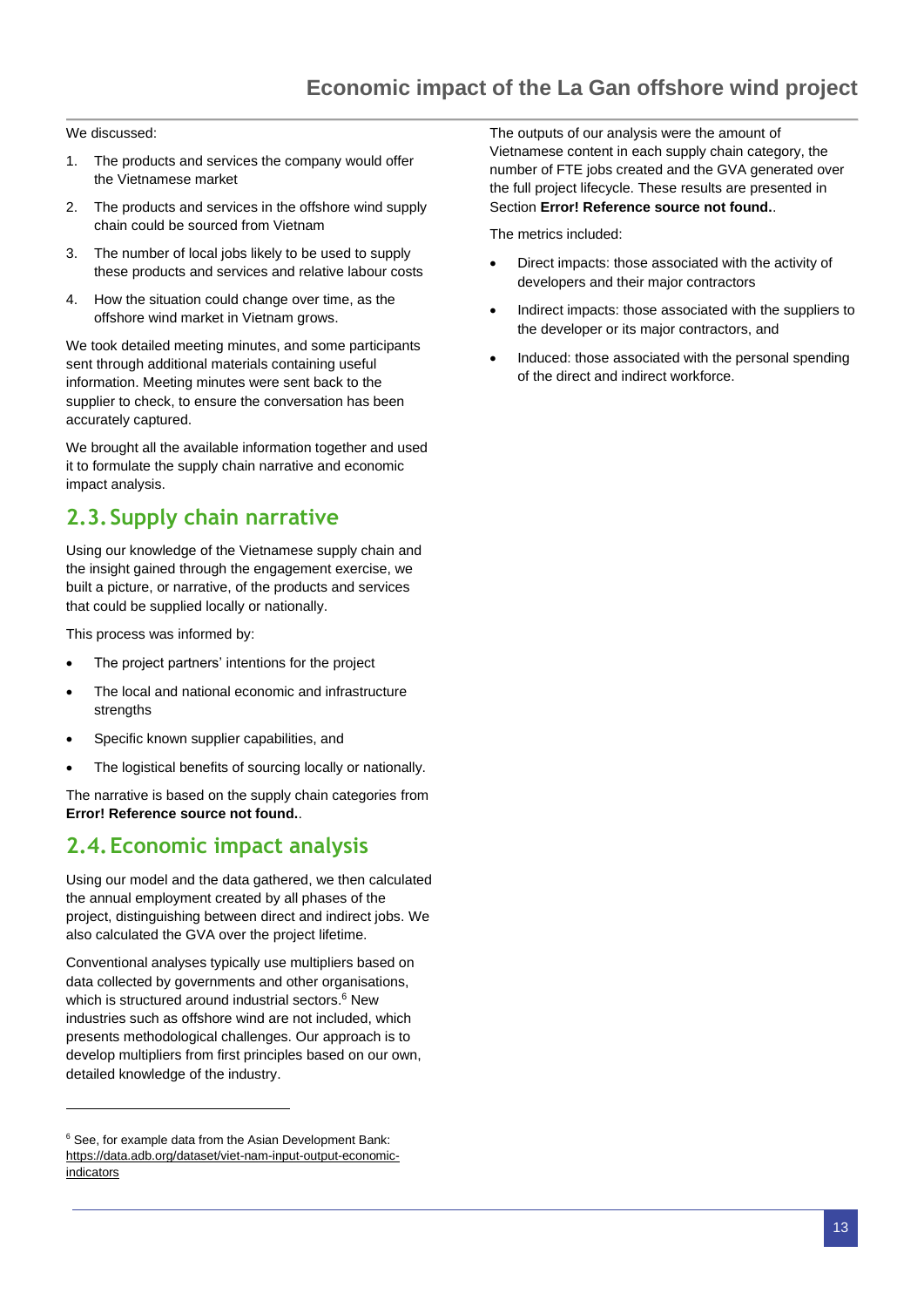We discussed:

1. The products and services the company would offer the Vietnamese market
2. The products and services in the offshore wind supply chain could be sourced from Vietnam
3. The number of local jobs likely to be used to supply these products and services and relative labour costs
4. How the situation could change over time, as the offshore wind market in Vietnam grows.

We took detailed meeting minutes, and some participants sent through additional materials containing useful information. Meeting minutes were sent back to the supplier to check, to ensure the conversation has been accurately captured.

We brought all the available information together and used it to formulate the supply chain narrative and economic impact analysis.

## 2.3. Supply chain narrative

Using our knowledge of the Vietnamese supply chain and the insight gained through the engagement exercise, we built a picture, or narrative, of the products and services that could be supplied locally or nationally.

This process was informed by:

- The project partners' intentions for the project
- The local and national economic and infrastructure strengths
- Specific known supplier capabilities, and
- The logistical benefits of sourcing locally or nationally.

The narrative is based on the supply chain categories from **Error! Reference source not found.**.

## 2.4. Economic impact analysis

Using our model and the data gathered, we then calculated the annual employment created by all phases of the project, distinguishing between direct and indirect jobs. We also calculated the GVA over the project lifetime.

Conventional analyses typically use multipliers based on data collected by governments and other organisations, which is structured around industrial sectors.[6] New industries such as offshore wind are not included, which presents methodological challenges. Our approach is to develop multipliers from first principles based on our own, detailed knowledge of the industry.

The outputs of our analysis were the amount of Vietnamese content in each supply chain category, the number of FTE jobs created and the GVA generated over the full project lifecycle. These results are presented in Section **Error! Reference source not found.**.

The metrics included:

- Direct impacts: those associated with the activity of developers and their major contractors
- Indirect impacts: those associated with the suppliers to the developer or its major contractors, and
- Induced: those associated with the personal spending of the direct and indirect workforce.

[6] See, for example data from the Asian Development Bank: https://data.adb.org/dataset/viet-nam-input-output-economic-indicators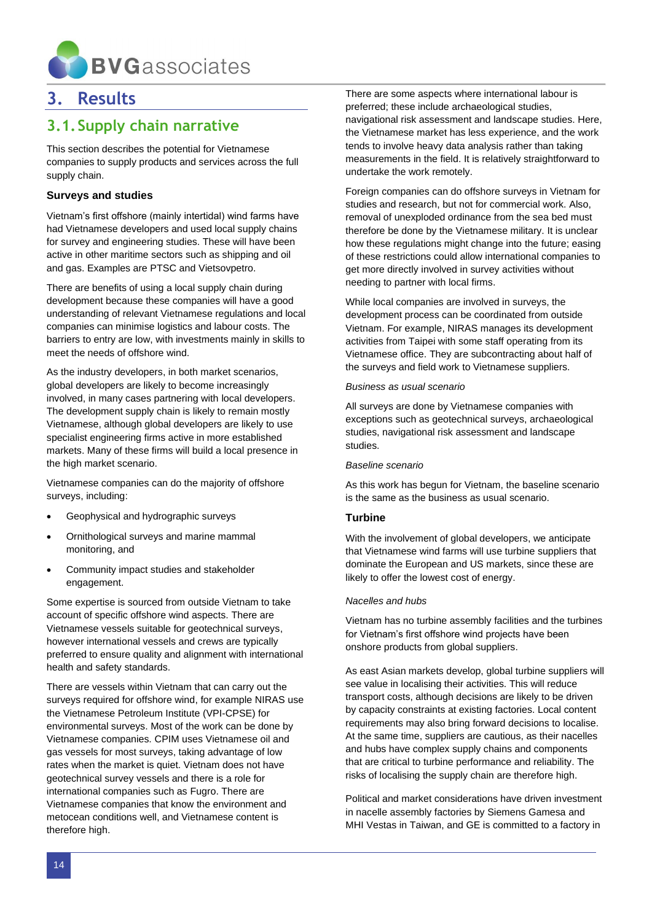# 3. Results

## 3.1. Supply chain narrative

This section describes the potential for Vietnamese companies to supply products and services across the full supply chain.

### Surveys and studies

Vietnam's first offshore (mainly intertidal) wind farms have had Vietnamese developers and used local supply chains for survey and engineering studies. These will have been active in other maritime sectors such as shipping and oil and gas. Examples are PTSC and Vietsovpetro.

There are benefits of using a local supply chain during development because these companies will have a good understanding of relevant Vietnamese regulations and local companies can minimise logistics and labour costs. The barriers to entry are low, with investments mainly in skills to meet the needs of offshore wind.

As the industry developers, in both market scenarios, global developers are likely to become increasingly involved, in many cases partnering with local developers. The development supply chain is likely to remain mostly Vietnamese, although global developers are likely to use specialist engineering firms active in more established markets. Many of these firms will build a local presence in the high market scenario.

Vietnamese companies can do the majority of offshore surveys, including:

- Geophysical and hydrographic surveys
- Ornithological surveys and marine mammal monitoring, and
- Community impact studies and stakeholder engagement.

Some expertise is sourced from outside Vietnam to take account of specific offshore wind aspects. There are Vietnamese vessels suitable for geotechnical surveys, however international vessels and crews are typically preferred to ensure quality and alignment with international health and safety standards.

There are vessels within Vietnam that can carry out the surveys required for offshore wind, for example NIRAS use the Vietnamese Petroleum Institute (VPI-CPSE) for environmental surveys. Most of the work can be done by Vietnamese companies. CPIM uses Vietnamese oil and gas vessels for most surveys, taking advantage of low rates when the market is quiet. Vietnam does not have geotechnical survey vessels and there is a role for international companies such as Fugro. There are Vietnamese companies that know the environment and metocean conditions well, and Vietnamese content is therefore high.

There are some aspects where international labour is preferred; these include archaeological studies, navigational risk assessment and landscape studies. Here, the Vietnamese market has less experience, and the work tends to involve heavy data analysis rather than taking measurements in the field. It is relatively straightforward to undertake the work remotely.

Foreign companies can do offshore surveys in Vietnam for studies and research, but not for commercial work. Also, removal of unexploded ordinance from the sea bed must therefore be done by the Vietnamese military. It is unclear how these regulations might change into the future; easing of these restrictions could allow international companies to get more directly involved in survey activities without needing to partner with local firms.

While local companies are involved in surveys, the development process can be coordinated from outside Vietnam. For example, NIRAS manages its development activities from Taipei with some staff operating from its Vietnamese office. They are subcontracting about half of the surveys and field work to Vietnamese suppliers.

*Business as usual scenario*

All surveys are done by Vietnamese companies with exceptions such as geotechnical surveys, archaeological studies, navigational risk assessment and landscape studies.

*Baseline scenario*

As this work has begun for Vietnam, the baseline scenario is the same as the business as usual scenario.

### Turbine

With the involvement of global developers, we anticipate that Vietnamese wind farms will use turbine suppliers that dominate the European and US markets, since these are likely to offer the lowest cost of energy.

*Nacelles and hubs*

Vietnam has no turbine assembly facilities and the turbines for Vietnam's first offshore wind projects have been onshore products from global suppliers.

As east Asian markets develop, global turbine suppliers will see value in localising their activities. This will reduce transport costs, although decisions are likely to be driven by capacity constraints at existing factories. Local content requirements may also bring forward decisions to localise. At the same time, suppliers are cautious, as their nacelles and hubs have complex supply chains and components that are critical to turbine performance and reliability. The risks of localising the supply chain are therefore high.

Political and market considerations have driven investment in nacelle assembly factories by Siemens Gamesa and MHI Vestas in Taiwan, and GE is committed to a factory in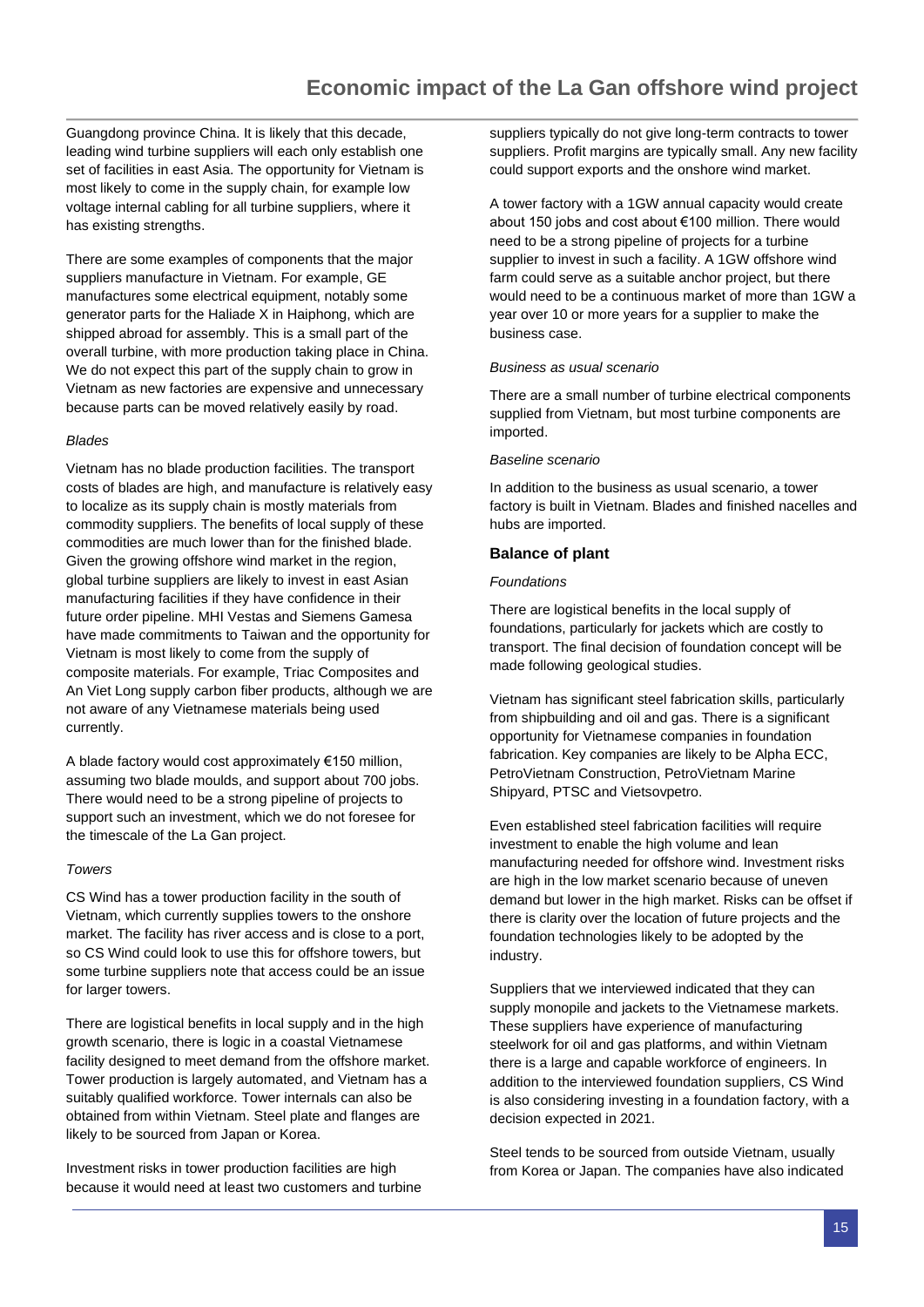Guangdong province China. It is likely that this decade, leading wind turbine suppliers will each only establish one set of facilities in east Asia. The opportunity for Vietnam is most likely to come in the supply chain, for example low voltage internal cabling for all turbine suppliers, where it has existing strengths.

There are some examples of components that the major suppliers manufacture in Vietnam. For example, GE manufactures some electrical equipment, notably some generator parts for the Haliade X in Haiphong, which are shipped abroad for assembly. This is a small part of the overall turbine, with more production taking place in China. We do not expect this part of the supply chain to grow in Vietnam as new factories are expensive and unnecessary because parts can be moved relatively easily by road.

*Blades*

Vietnam has no blade production facilities. The transport costs of blades are high, and manufacture is relatively easy to localize as its supply chain is mostly materials from commodity suppliers. The benefits of local supply of these commodities are much lower than for the finished blade. Given the growing offshore wind market in the region, global turbine suppliers are likely to invest in east Asian manufacturing facilities if they have confidence in their future order pipeline. MHI Vestas and Siemens Gamesa have made commitments to Taiwan and the opportunity for Vietnam is most likely to come from the supply of composite materials. For example, Triac Composites and An Viet Long supply carbon fiber products, although we are not aware of any Vietnamese materials being used currently.

A blade factory would cost approximately €150 million, assuming two blade moulds, and support about 700 jobs. There would need to be a strong pipeline of projects to support such an investment, which we do not foresee for the timescale of the La Gan project.

*Towers*

CS Wind has a tower production facility in the south of Vietnam, which currently supplies towers to the onshore market. The facility has river access and is close to a port, so CS Wind could look to use this for offshore towers, but some turbine suppliers note that access could be an issue for larger towers.

There are logistical benefits in local supply and in the high growth scenario, there is logic in a coastal Vietnamese facility designed to meet demand from the offshore market. Tower production is largely automated, and Vietnam has a suitably qualified workforce. Tower internals can also be obtained from within Vietnam. Steel plate and flanges are likely to be sourced from Japan or Korea.

Investment risks in tower production facilities are high because it would need at least two customers and turbine suppliers typically do not give long-term contracts to tower suppliers. Profit margins are typically small. Any new facility could support exports and the onshore wind market.

A tower factory with a 1GW annual capacity would create about 150 jobs and cost about €100 million. There would need to be a strong pipeline of projects for a turbine supplier to invest in such a facility. A 1GW offshore wind farm could serve as a suitable anchor project, but there would need to be a continuous market of more than 1GW a year over 10 or more years for a supplier to make the business case.

*Business as usual scenario*

There are a small number of turbine electrical components supplied from Vietnam, but most turbine components are imported.

*Baseline scenario*

In addition to the business as usual scenario, a tower factory is built in Vietnam. Blades and finished nacelles and hubs are imported.

### Balance of plant

*Foundations*

There are logistical benefits in the local supply of foundations, particularly for jackets which are costly to transport. The final decision of foundation concept will be made following geological studies.

Vietnam has significant steel fabrication skills, particularly from shipbuilding and oil and gas. There is a significant opportunity for Vietnamese companies in foundation fabrication. Key companies are likely to be Alpha ECC, PetroVietnam Construction, PetroVietnam Marine Shipyard, PTSC and Vietsovpetro.

Even established steel fabrication facilities will require investment to enable the high volume and lean manufacturing needed for offshore wind. Investment risks are high in the low market scenario because of uneven demand but lower in the high market. Risks can be offset if there is clarity over the location of future projects and the foundation technologies likely to be adopted by the industry.

Suppliers that we interviewed indicated that they can supply monopile and jackets to the Vietnamese markets. These suppliers have experience of manufacturing steelwork for oil and gas platforms, and within Vietnam there is a large and capable workforce of engineers. In addition to the interviewed foundation suppliers, CS Wind is also considering investing in a foundation factory, with a decision expected in 2021.

Steel tends to be sourced from outside Vietnam, usually from Korea or Japan. The companies have also indicated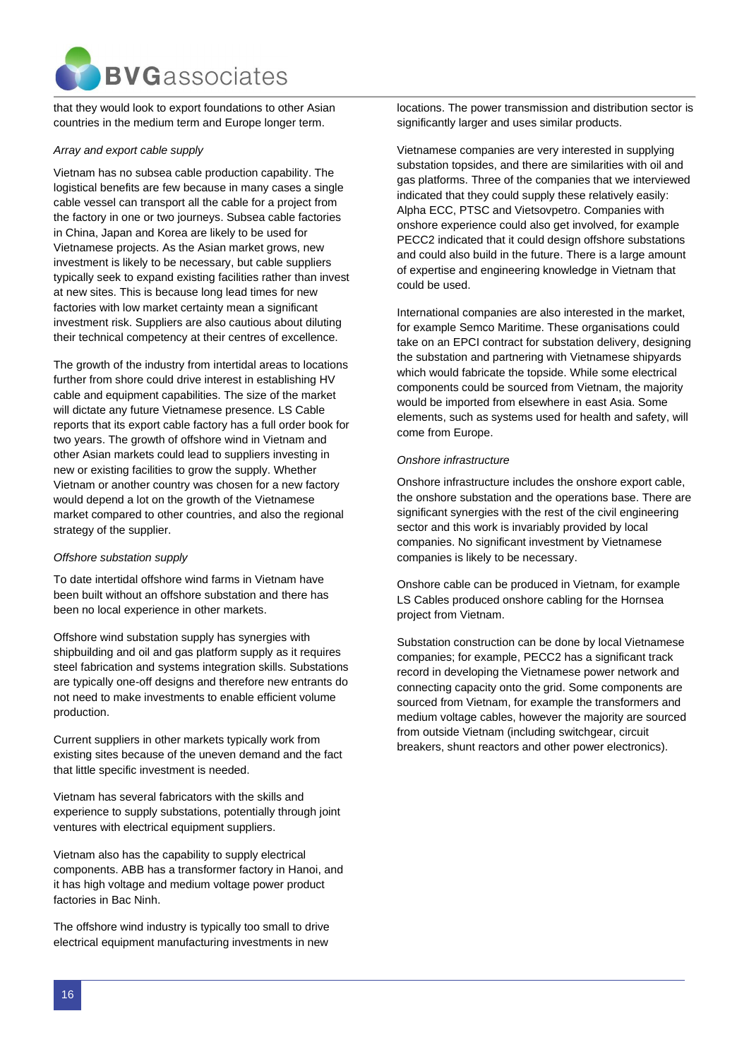that they would look to export foundations to other Asian countries in the medium term and Europe longer term.

*Array and export cable supply*

Vietnam has no subsea cable production capability. The logistical benefits are few because in many cases a single cable vessel can transport all the cable for a project from the factory in one or two journeys. Subsea cable factories in China, Japan and Korea are likely to be used for Vietnamese projects. As the Asian market grows, new investment is likely to be necessary, but cable suppliers typically seek to expand existing facilities rather than invest at new sites. This is because long lead times for new factories with low market certainty mean a significant investment risk. Suppliers are also cautious about diluting their technical competency at their centres of excellence.

The growth of the industry from intertidal areas to locations further from shore could drive interest in establishing HV cable and equipment capabilities. The size of the market will dictate any future Vietnamese presence. LS Cable reports that its export cable factory has a full order book for two years. The growth of offshore wind in Vietnam and other Asian markets could lead to suppliers investing in new or existing facilities to grow the supply. Whether Vietnam or another country was chosen for a new factory would depend a lot on the growth of the Vietnamese market compared to other countries, and also the regional strategy of the supplier.

*Offshore substation supply*

To date intertidal offshore wind farms in Vietnam have been built without an offshore substation and there has been no local experience in other markets.

Offshore wind substation supply has synergies with shipbuilding and oil and gas platform supply as it requires steel fabrication and systems integration skills. Substations are typically one-off designs and therefore new entrants do not need to make investments to enable efficient volume production.

Current suppliers in other markets typically work from existing sites because of the uneven demand and the fact that little specific investment is needed.

Vietnam has several fabricators with the skills and experience to supply substations, potentially through joint ventures with electrical equipment suppliers.

Vietnam also has the capability to supply electrical components. ABB has a transformer factory in Hanoi, and it has high voltage and medium voltage power product factories in Bac Ninh.

The offshore wind industry is typically too small to drive electrical equipment manufacturing investments in new locations. The power transmission and distribution sector is significantly larger and uses similar products.

Vietnamese companies are very interested in supplying substation topsides, and there are similarities with oil and gas platforms. Three of the companies that we interviewed indicated that they could supply these relatively easily: Alpha ECC, PTSC and Vietsovpetro. Companies with onshore experience could also get involved, for example PECC2 indicated that it could design offshore substations and could also build in the future. There is a large amount of expertise and engineering knowledge in Vietnam that could be used.

International companies are also interested in the market, for example Semco Maritime. These organisations could take on an EPCI contract for substation delivery, designing the substation and partnering with Vietnamese shipyards which would fabricate the topside. While some electrical components could be sourced from Vietnam, the majority would be imported from elsewhere in east Asia. Some elements, such as systems used for health and safety, will come from Europe.

*Onshore infrastructure*

Onshore infrastructure includes the onshore export cable, the onshore substation and the operations base. There are significant synergies with the rest of the civil engineering sector and this work is invariably provided by local companies. No significant investment by Vietnamese companies is likely to be necessary.

Onshore cable can be produced in Vietnam, for example LS Cables produced onshore cabling for the Hornsea project from Vietnam.

Substation construction can be done by local Vietnamese companies; for example, PECC2 has a significant track record in developing the Vietnamese power network and connecting capacity onto the grid. Some components are sourced from Vietnam, for example the transformers and medium voltage cables, however the majority are sourced from outside Vietnam (including switchgear, circuit breakers, shunt reactors and other power electronics).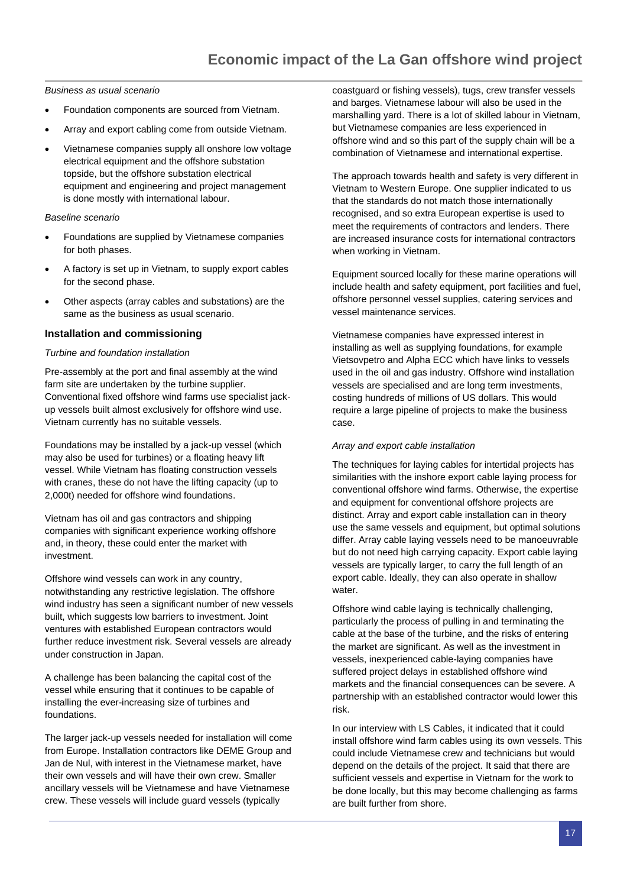*Business as usual scenario*

- Foundation components are sourced from Vietnam.
- Array and export cabling come from outside Vietnam.
- Vietnamese companies supply all onshore low voltage electrical equipment and the offshore substation topside, but the offshore substation electrical equipment and engineering and project management is done mostly with international labour.

*Baseline scenario*

- Foundations are supplied by Vietnamese companies for both phases.
- A factory is set up in Vietnam, to supply export cables for the second phase.
- Other aspects (array cables and substations) are the same as the business as usual scenario.

### Installation and commissioning

*Turbine and foundation installation*

Pre-assembly at the port and final assembly at the wind farm site are undertaken by the turbine supplier. Conventional fixed offshore wind farms use specialist jack-up vessels built almost exclusively for offshore wind use. Vietnam currently has no suitable vessels.

Foundations may be installed by a jack-up vessel (which may also be used for turbines) or a floating heavy lift vessel. While Vietnam has floating construction vessels with cranes, these do not have the lifting capacity (up to 2,000t) needed for offshore wind foundations.

Vietnam has oil and gas contractors and shipping companies with significant experience working offshore and, in theory, these could enter the market with investment.

Offshore wind vessels can work in any country, notwithstanding any restrictive legislation. The offshore wind industry has seen a significant number of new vessels built, which suggests low barriers to investment. Joint ventures with established European contractors would further reduce investment risk. Several vessels are already under construction in Japan.

A challenge has been balancing the capital cost of the vessel while ensuring that it continues to be capable of installing the ever-increasing size of turbines and foundations.

The larger jack-up vessels needed for installation will come from Europe. Installation contractors like DEME Group and Jan de Nul, with interest in the Vietnamese market, have their own vessels and will have their own crew. Smaller ancillary vessels will be Vietnamese and have Vietnamese crew. These vessels will include guard vessels (typically coastguard or fishing vessels), tugs, crew transfer vessels and barges. Vietnamese labour will also be used in the marshalling yard. There is a lot of skilled labour in Vietnam, but Vietnamese companies are less experienced in offshore wind and so this part of the supply chain will be a combination of Vietnamese and international expertise.

The approach towards health and safety is very different in Vietnam to Western Europe. One supplier indicated to us that the standards do not match those internationally recognised, and so extra European expertise is used to meet the requirements of contractors and lenders. There are increased insurance costs for international contractors when working in Vietnam.

Equipment sourced locally for these marine operations will include health and safety equipment, port facilities and fuel, offshore personnel vessel supplies, catering services and vessel maintenance services.

Vietnamese companies have expressed interest in installing as well as supplying foundations, for example Vietsovpetro and Alpha ECC which have links to vessels used in the oil and gas industry. Offshore wind installation vessels are specialised and are long term investments, costing hundreds of millions of US dollars. This would require a large pipeline of projects to make the business case.

*Array and export cable installation*

The techniques for laying cables for intertidal projects has similarities with the inshore export cable laying process for conventional offshore wind farms. Otherwise, the expertise and equipment for conventional offshore projects are distinct. Array and export cable installation can in theory use the same vessels and equipment, but optimal solutions differ. Array cable laying vessels need to be manoeuvrable but do not need high carrying capacity. Export cable laying vessels are typically larger, to carry the full length of an export cable. Ideally, they can also operate in shallow water.

Offshore wind cable laying is technically challenging, particularly the process of pulling in and terminating the cable at the base of the turbine, and the risks of entering the market are significant. As well as the investment in vessels, inexperienced cable-laying companies have suffered project delays in established offshore wind markets and the financial consequences can be severe. A partnership with an established contractor would lower this risk.

In our interview with LS Cables, it indicated that it could install offshore wind farm cables using its own vessels. This could include Vietnamese crew and technicians but would depend on the details of the project. It said that there are sufficient vessels and expertise in Vietnam for the work to be done locally, but this may become challenging as farms are built further from shore.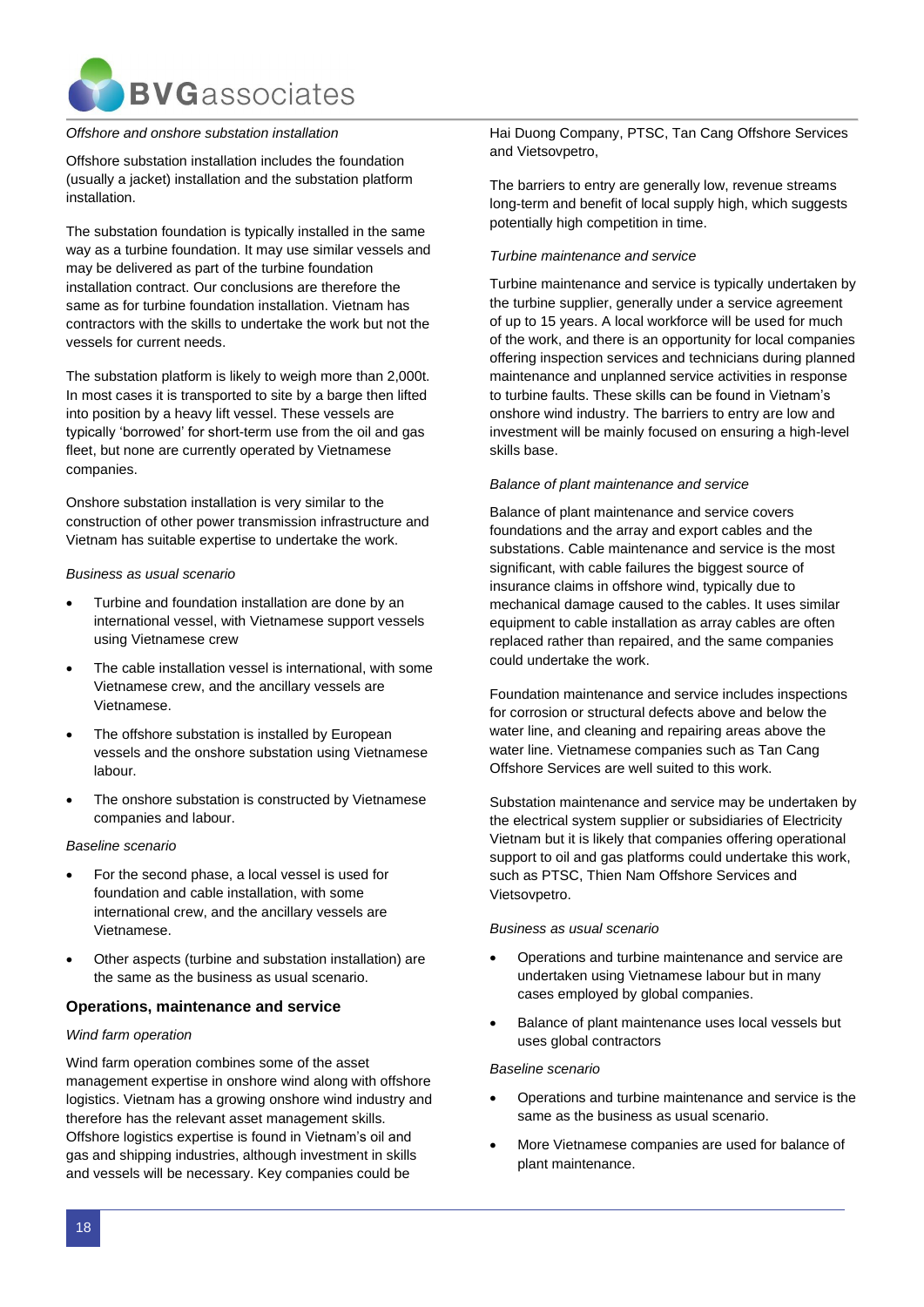*Offshore and onshore substation installation*

Offshore substation installation includes the foundation (usually a jacket) installation and the substation platform installation.

The substation foundation is typically installed in the same way as a turbine foundation. It may use similar vessels and may be delivered as part of the turbine foundation installation contract. Our conclusions are therefore the same as for turbine foundation installation. Vietnam has contractors with the skills to undertake the work but not the vessels for current needs.

The substation platform is likely to weigh more than 2,000t. In most cases it is transported to site by a barge then lifted into position by a heavy lift vessel. These vessels are typically 'borrowed' for short-term use from the oil and gas fleet, but none are currently operated by Vietnamese companies.

Onshore substation installation is very similar to the construction of other power transmission infrastructure and Vietnam has suitable expertise to undertake the work.

*Business as usual scenario*

- Turbine and foundation installation are done by an international vessel, with Vietnamese support vessels using Vietnamese crew
- The cable installation vessel is international, with some Vietnamese crew, and the ancillary vessels are Vietnamese.
- The offshore substation is installed by European vessels and the onshore substation using Vietnamese labour.
- The onshore substation is constructed by Vietnamese companies and labour.

*Baseline scenario*

- For the second phase, a local vessel is used for foundation and cable installation, with some international crew, and the ancillary vessels are Vietnamese.
- Other aspects (turbine and substation installation) are the same as the business as usual scenario.

### Operations, maintenance and service

*Wind farm operation*

Wind farm operation combines some of the asset management expertise in onshore wind along with offshore logistics. Vietnam has a growing onshore wind industry and therefore has the relevant asset management skills. Offshore logistics expertise is found in Vietnam's oil and gas and shipping industries, although investment in skills and vessels will be necessary. Key companies could be Hai Duong Company, PTSC, Tan Cang Offshore Services and Vietsovpetro,

The barriers to entry are generally low, revenue streams long-term and benefit of local supply high, which suggests potentially high competition in time.

*Turbine maintenance and service*

Turbine maintenance and service is typically undertaken by the turbine supplier, generally under a service agreement of up to 15 years. A local workforce will be used for much of the work, and there is an opportunity for local companies offering inspection services and technicians during planned maintenance and unplanned service activities in response to turbine faults. These skills can be found in Vietnam's onshore wind industry. The barriers to entry are low and investment will be mainly focused on ensuring a high-level skills base.

*Balance of plant maintenance and service*

Balance of plant maintenance and service covers foundations and the array and export cables and the substations. Cable maintenance and service is the most significant, with cable failures the biggest source of insurance claims in offshore wind, typically due to mechanical damage caused to the cables. It uses similar equipment to cable installation as array cables are often replaced rather than repaired, and the same companies could undertake the work.

Foundation maintenance and service includes inspections for corrosion or structural defects above and below the water line, and cleaning and repairing areas above the water line. Vietnamese companies such as Tan Cang Offshore Services are well suited to this work.

Substation maintenance and service may be undertaken by the electrical system supplier or subsidiaries of Electricity Vietnam but it is likely that companies offering operational support to oil and gas platforms could undertake this work, such as PTSC, Thien Nam Offshore Services and Vietsovpetro.

*Business as usual scenario*

- Operations and turbine maintenance and service are undertaken using Vietnamese labour but in many cases employed by global companies.
- Balance of plant maintenance uses local vessels but uses global contractors

*Baseline scenario*

- Operations and turbine maintenance and service is the same as the business as usual scenario.
- More Vietnamese companies are used for balance of plant maintenance.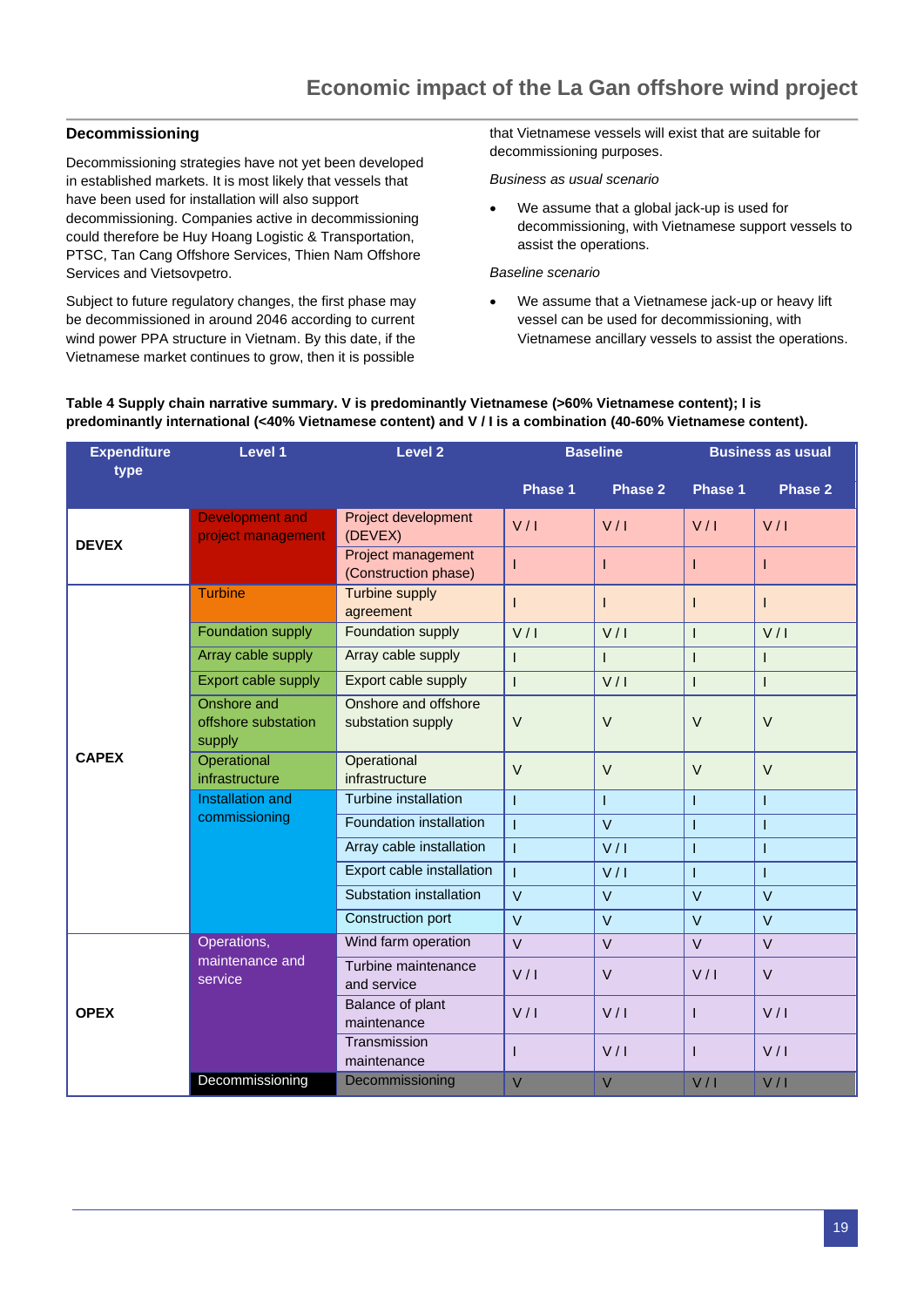## Decommissioning

Decommissioning strategies have not yet been developed in established markets. It is most likely that vessels that have been used for installation will also support decommissioning. Companies active in decommissioning could therefore be Huy Hoang Logistic & Transportation, PTSC, Tan Cang Offshore Services, Thien Nam Offshore Services and Vietsovpetro.

Subject to future regulatory changes, the first phase may be decommissioned in around 2046 according to current wind power PPA structure in Vietnam. By this date, if the Vietnamese market continues to grow, then it is possible that Vietnamese vessels will exist that are suitable for decommissioning purposes.

*Business as usual scenario*

- We assume that a global jack-up is used for decommissioning, with Vietnamese support vessels to assist the operations.

*Baseline scenario*

- We assume that a Vietnamese jack-up or heavy lift vessel can be used for decommissioning, with Vietnamese ancillary vessels to assist the operations.

**Table 4 Supply chain narrative summary. V is predominantly Vietnamese (>60% Vietnamese content); I is predominantly international (<40% Vietnamese content) and V / I is a combination (40-60% Vietnamese content).**

| Expenditure type | Level 1 | Level 2 | Baseline | | Business as usual | |
|---|---|---|---|---|---|---|
| | | | Phase 1 | Phase 2 | Phase 1 | Phase 2 |
| DEVEX | Development and project management | Project development (DEVEX) | V / I | V / I | V / I | V / I |
| | | Project management (Construction phase) | I | I | I | I |
| CAPEX | Turbine | Turbine supply agreement | I | I | I | I |
| | Foundation supply | Foundation supply | V / I | V / I | I | V / I |
| | Array cable supply | Array cable supply | I | I | I | I |
| | Export cable supply | Export cable supply | I | V / I | I | I |
| | Onshore and offshore substation supply | Onshore and offshore substation supply | V | V | V | V |
| | Operational infrastructure | Operational infrastructure | V | V | V | V |
| | Installation and commissioning | Turbine installation | I | I | I | I |
| | | Foundation installation | I | V | I | I |
| | | Array cable installation | I | V / I | I | I |
| | | Export cable installation | I | V / I | I | I |
| | | Substation installation | V | V | V | V |
| | | Construction port | V | V | V | V |
| OPEX | Operations, maintenance and service | Wind farm operation | V | V | V | V |
| | | Turbine maintenance and service | V / I | V | V / I | V |
| | | Balance of plant maintenance | V / I | V / I | I | V / I |
| | | Transmission maintenance | I | V / I | I | V / I |
| | Decommissioning | Decommissioning | V | V | V / I | V / I |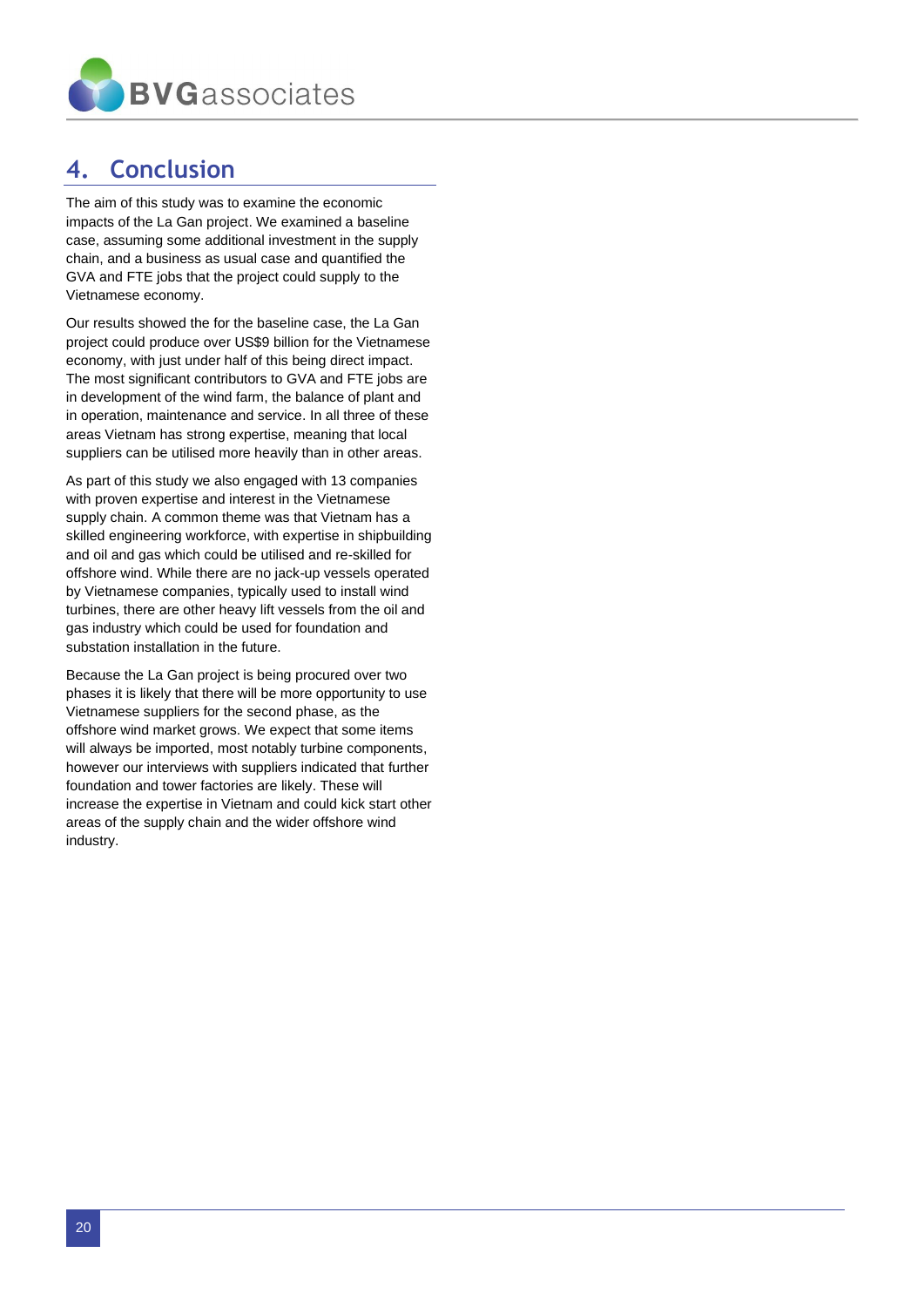# 4. Conclusion

The aim of this study was to examine the economic impacts of the La Gan project. We examined a baseline case, assuming some additional investment in the supply chain, and a business as usual case and quantified the GVA and FTE jobs that the project could supply to the Vietnamese economy.

Our results showed the for the baseline case, the La Gan project could produce over US$9 billion for the Vietnamese economy, with just under half of this being direct impact. The most significant contributors to GVA and FTE jobs are in development of the wind farm, the balance of plant and in operation, maintenance and service. In all three of these areas Vietnam has strong expertise, meaning that local suppliers can be utilised more heavily than in other areas.

As part of this study we also engaged with 13 companies with proven expertise and interest in the Vietnamese supply chain. A common theme was that Vietnam has a skilled engineering workforce, with expertise in shipbuilding and oil and gas which could be utilised and re-skilled for offshore wind. While there are no jack-up vessels operated by Vietnamese companies, typically used to install wind turbines, there are other heavy lift vessels from the oil and gas industry which could be used for foundation and substation installation in the future.

Because the La Gan project is being procured over two phases it is likely that there will be more opportunity to use Vietnamese suppliers for the second phase, as the offshore wind market grows. We expect that some items will always be imported, most notably turbine components, however our interviews with suppliers indicated that further foundation and tower factories are likely. These will increase the expertise in Vietnam and could kick start other areas of the supply chain and the wider offshore wind industry.